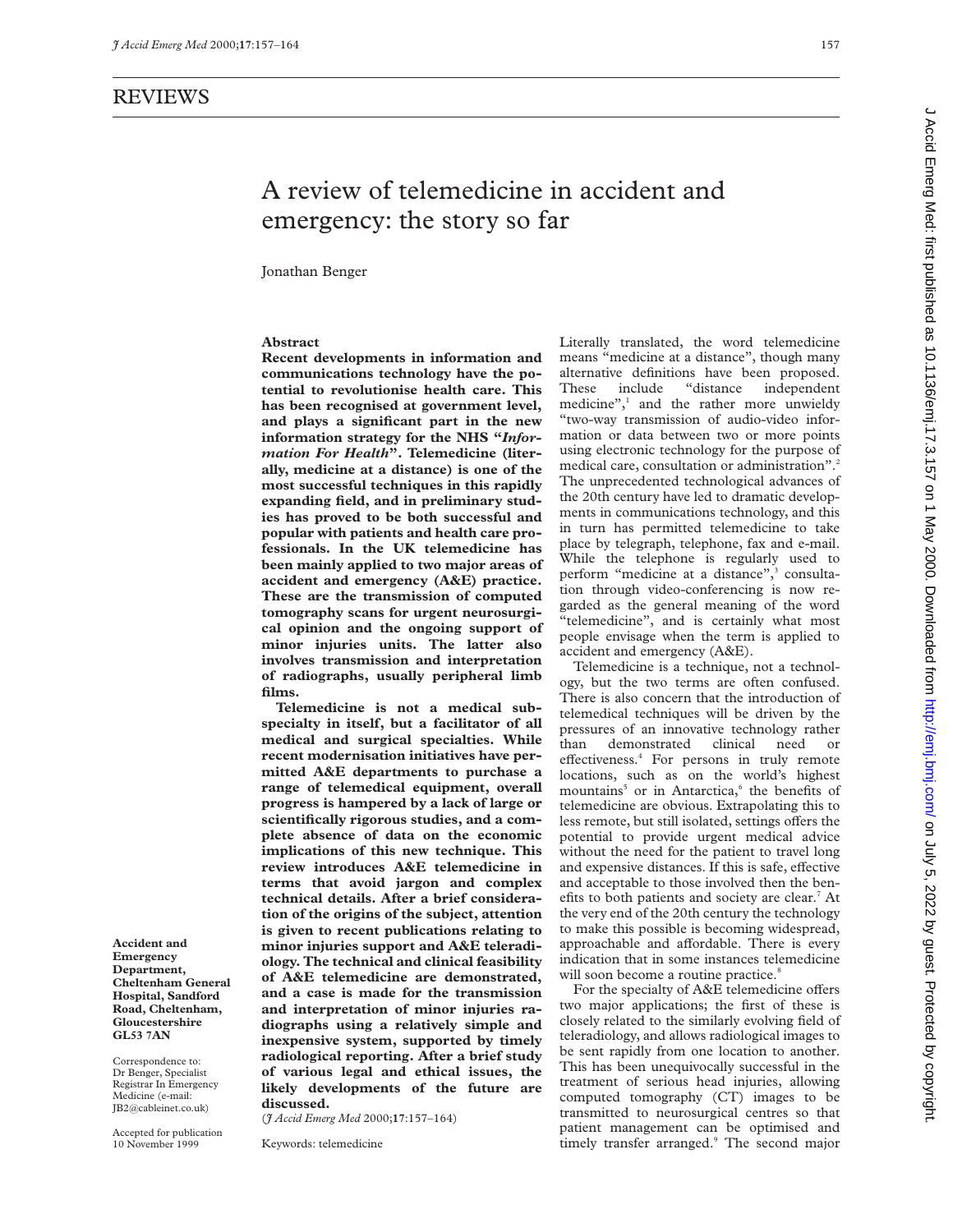## REVIEWS

# A review of telemedicine in accident and emergency: the story so far

Jonathan Benger

Accident and Emergency Department, Cheltenham General Hospital, Sandford Road, Cheltenham, Gloucestershire GL53 7AN

Correspondence to: Dr Benger, Specialist Registrar In Emergency Medicine (e-mail: JB2@cableinet.co.uk)

Accepted for publication 10 November 1999

### Abstract

**Recent developments in information and communications technology have the potential to revolutionise health care. This has been recognised at government level, and plays a significant part in the new information strategy for the NHS "*Information For Health*". Telemedicine (literally, medicine at a distance) is one of the most successful techniques in this rapidly expanding field, and in preliminary studies has proved to be both successful and popular with patients and health care professionals. In the UK telemedicine has been mainly applied to two major areas of accident and emergency (A&E) practice. These are the transmission of computed tomography scans for urgent neurosurgical opinion and the ongoing support of minor injuries units. The latter also involves transmission and interpretation of radiographs, usually peripheral limb films.**

**Telemedicine is not a medical subspecialty in itself, but a facilitator of all medical and surgical specialties. While recent modernisation initiatives have permitted A&E departments to purchase a range of telemedical equipment, overall progress is hampered by a lack of large or scientifically rigorous studies, and a complete absence of data on the economic implications of this new technique. This review introduces A&E telemedicine in terms that avoid jargon and complex technical details. After a brief consideration of the origins of the subject, attention is given to recent publications relating to minor injuries support and A&E teleradiology. The technical and clinical feasibility of A&E telemedicine are demonstrated, and a case is made for the transmission and interpretation of minor injuries radiographs using a relatively simple and inexpensive system, supported by timely radiological reporting. After a brief study of various legal and ethical issues, the likely developments of the future are discussed.**

(*J Accid Emerg Med* 2000;**17**:157–164)

Keywords: telemedicine

Literally translated, the word telemedicine means "medicine at a distance", though many alternative definitions have been proposed. These include "distance independent medicine",[1] and the rather more unwieldy "two-way transmission of audio-video information or data between two or more points using electronic technology for the purpose of medical care, consultation or administration".[2] The unprecedented technological advances of the 20th century have led to dramatic developments in communications technology, and this in turn has permitted telemedicine to take place by telegraph, telephone, fax and e-mail. While the telephone is regularly used to perform "medicine at a distance",[3] consultation through video-conferencing is now regarded as the general meaning of the word "telemedicine", and is certainly what most people envisage when the term is applied to accident and emergency (A&E).

Telemedicine is a technique, not a technology, but the two terms are often confused. There is also concern that the introduction of telemedical techniques will be driven by the pressures of an innovative technology rather than demonstrated clinical need or effectiveness.[4] For persons in truly remote locations, such as on the world's highest mountains[5] or in Antarctica,[6] the benefits of telemedicine are obvious. Extrapolating this to less remote, but still isolated, settings offers the potential to provide urgent medical advice without the need for the patient to travel long and expensive distances. If this is safe, effective and acceptable to those involved then the benefits to both patients and society are clear.[7] At the very end of the 20th century the technology to make this possible is becoming widespread, approachable and affordable. There is every indication that in some instances telemedicine will soon become a routine practice.[8]

For the specialty of A&E telemedicine offers two major applications; the first of these is closely related to the similarly evolving field of teleradiology, and allows radiological images to be sent rapidly from one location to another. This has been unequivocally successful in the treatment of serious head injuries, allowing computed tomography (CT) images to be transmitted to neurosurgical centres so that patient management can be optimised and timely transfer arranged.[9] The second major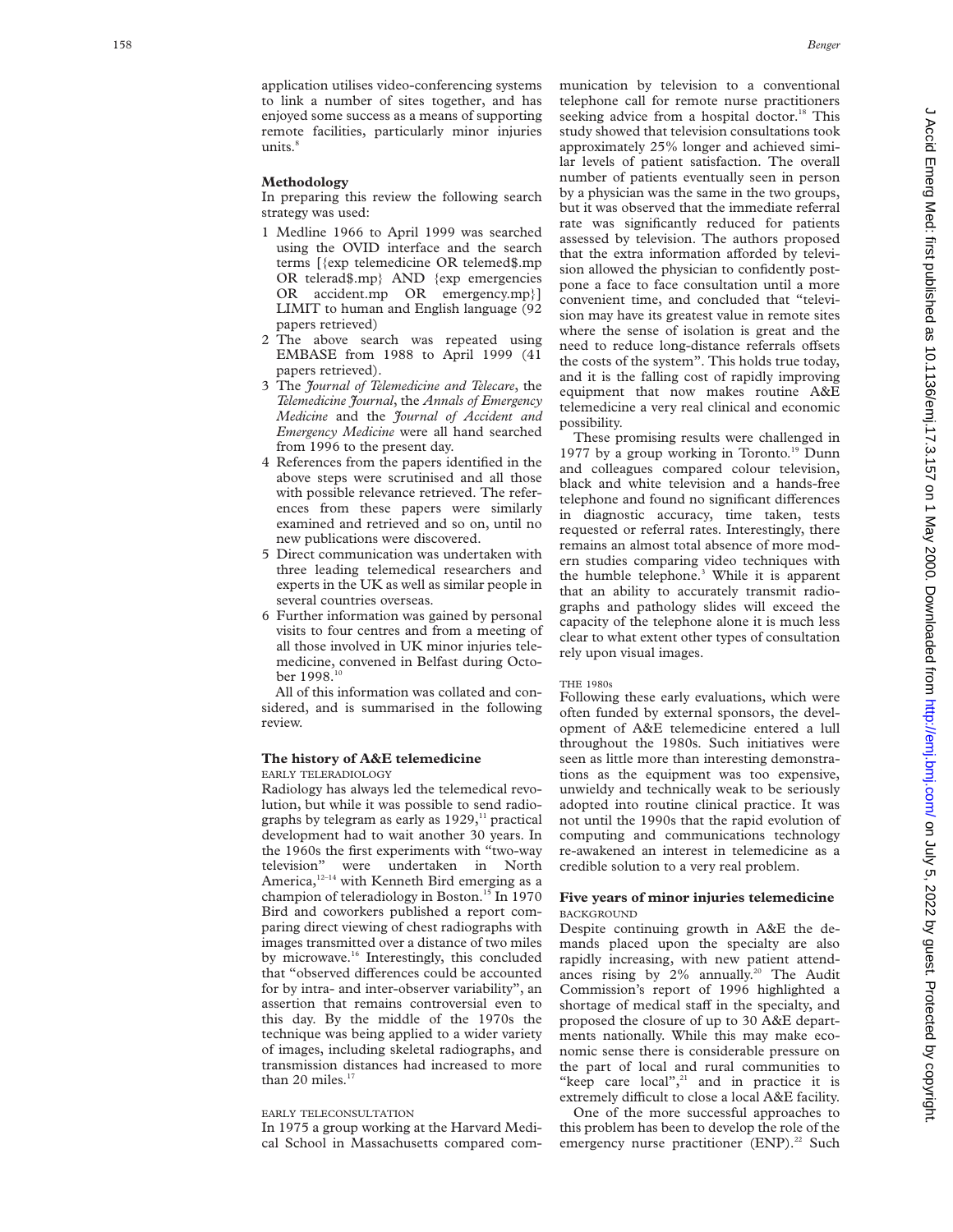application utilises video-conferencing systems to link a number of sites together, and has enjoyed some success as a means of supporting remote facilities, particularly minor injuries units.[8]

## Methodology

In preparing this review the following search strategy was used:

1. Medline 1966 to April 1999 was searched using the OVID interface and the search terms [{exp telemedicine OR telemed$.mp OR telerad$.mp} AND {exp emergencies OR accident.mp OR emergency.mp}] LIMIT to human and English language (92 papers retrieved)
2. The above search was repeated using EMBASE from 1988 to April 1999 (41 papers retrieved).
3. The *Journal of Telemedicine and Telecare*, the *Telemedicine Journal*, the *Annals of Emergency Medicine* and the *Journal of Accident and Emergency Medicine* were all hand searched from 1996 to the present day.
4. References from the papers identified in the above steps were scrutinised and all those with possible relevance retrieved. The references from these papers were similarly examined and retrieved and so on, until no new publications were discovered.
5. Direct communication was undertaken with three leading telemedical researchers and experts in the UK as well as similar people in several countries overseas.
6. Further information was gained by personal visits to four centres and from a meeting of all those involved in UK minor injuries telemedicine, convened in Belfast during October 1998.[10]

All of this information was collated and considered, and is summarised in the following review.

## The history of A&E telemedicine

### EARLY TELERADIOLOGY

Radiology has always led the telemedical revolution, but while it was possible to send radiographs by telegram as early as 1929,[11] practical development had to wait another 30 years. In the 1960s the first experiments with "two-way television" were undertaken in North America,[12–14] with Kenneth Bird emerging as a champion of teleradiology in Boston.[15] In 1970 Bird and coworkers published a report comparing direct viewing of chest radiographs with images transmitted over a distance of two miles by microwave.[16] Interestingly, this concluded that "observed differences could be accounted for by intra- and inter-observer variability", an assertion that remains controversial even to this day. By the middle of the 1970s the technique was being applied to a wider variety of images, including skeletal radiographs, and transmission distances had increased to more than 20 miles.[17]

### EARLY TELECONSULTATION

In 1975 a group working at the Harvard Medical School in Massachusetts compared communication by television to a conventional telephone call for remote nurse practitioners seeking advice from a hospital doctor.[18] This study showed that television consultations took approximately 25% longer and achieved similar levels of patient satisfaction. The overall number of patients eventually seen in person by a physician was the same in the two groups, but it was observed that the immediate referral rate was significantly reduced for patients assessed by television. The authors proposed that the extra information afforded by television allowed the physician to confidently postpone a face to face consultation until a more convenient time, and concluded that "television may have its greatest value in remote sites where the sense of isolation is great and the need to reduce long-distance referrals offsets the costs of the system". This holds true today, and it is the falling cost of rapidly improving equipment that now makes routine A&E telemedicine a very real clinical and economic possibility.

These promising results were challenged in 1977 by a group working in Toronto.[19] Dunn and colleagues compared colour television, black and white television and a hands-free telephone and found no significant differences in diagnostic accuracy, time taken, tests requested or referral rates. Interestingly, there remains an almost total absence of more modern studies comparing video techniques with the humble telephone.[3] While it is apparent that an ability to accurately transmit radiographs and pathology slides will exceed the capacity of the telephone alone it is much less clear to what extent other types of consultation rely upon visual images.

### THE 1980s

Following these early evaluations, which were often funded by external sponsors, the development of A&E telemedicine entered a lull throughout the 1980s. Such initiatives were seen as little more than interesting demonstrations as the equipment was too expensive, unwieldy and technically weak to be seriously adopted into routine clinical practice. It was not until the 1990s that the rapid evolution of computing and communications technology re-awakened an interest in telemedicine as a credible solution to a very real problem.

## Five years of minor injuries telemedicine

### BACKGROUND

Despite continuing growth in A&E the demands placed upon the specialty are also rapidly increasing, with new patient attendances rising by 2% annually.[20] The Audit Commission's report of 1996 highlighted a shortage of medical staff in the specialty, and proposed the closure of up to 30 A&E departments nationally. While this may make economic sense there is considerable pressure on the part of local and rural communities to "keep care local",[21] and in practice it is extremely difficult to close a local A&E facility.

One of the more successful approaches to this problem has been to develop the role of the emergency nurse practitioner (ENP).[22] Such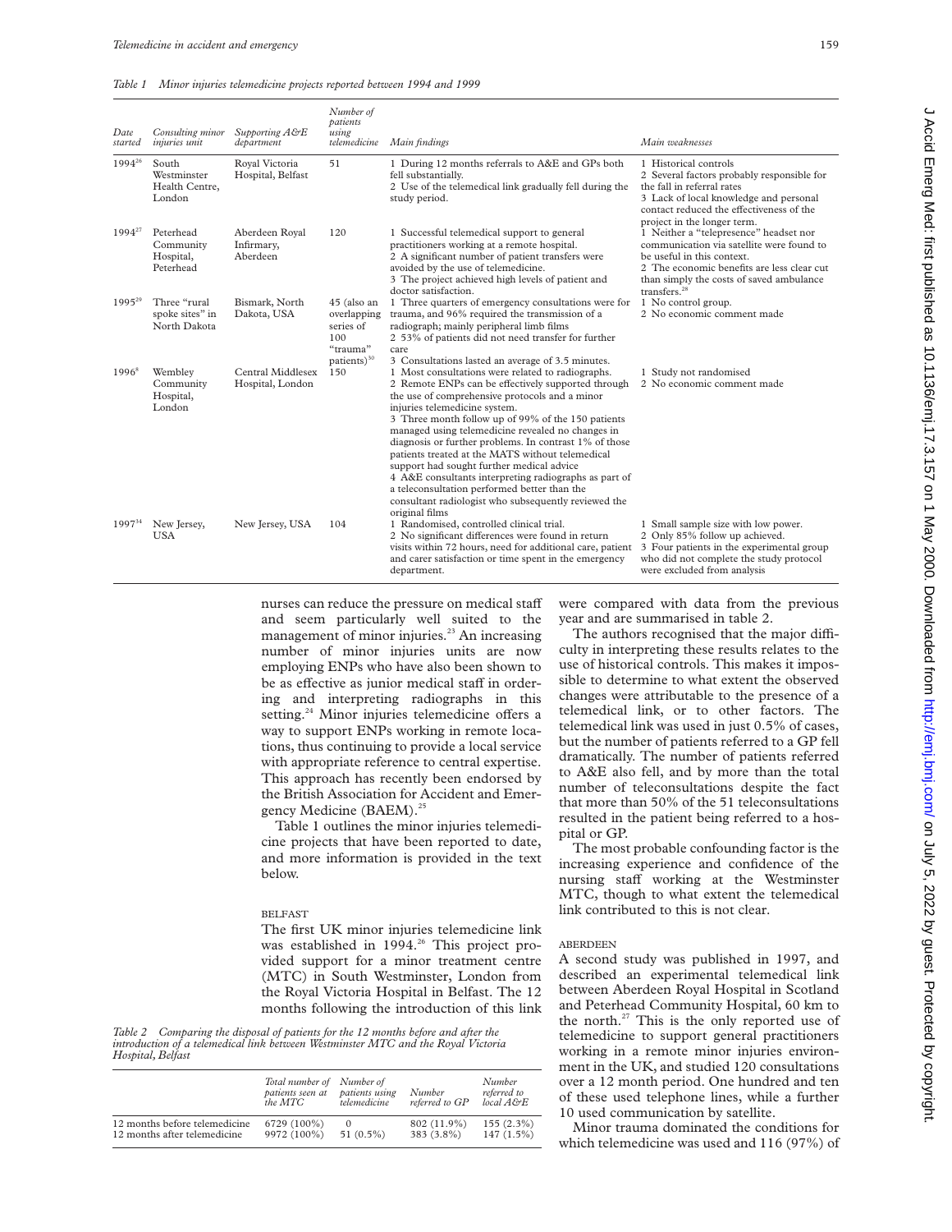*Table 1 Minor injuries telemedicine projects reported between 1994 and 1999*

| Date started | Consulting minor injuries unit | Supporting A&E department | Number of patients using telemedicine | Main findings | Main weaknesses |
|---|---|---|---|---|---|
| 1994[26] | South Westminster Health Centre, London | Royal Victoria Hospital, Belfast | 51 | 1 During 12 months referrals to A&E and GPs both fell substantially. 2 Use of the telemedical link gradually fell during the study period. | 1 Historical controls 2 Several factors probably responsible for the fall in referral rates 3 Lack of local knowledge and personal contact reduced the effectiveness of the project in the longer term. |
| 1994[27] | Peterhead Community Hospital, Peterhead | Aberdeen Royal Infirmary, Aberdeen | 120 | 1 Successful telemedical support to general practitioners working at a remote hospital. 2 A significant number of patient transfers were avoided by the use of telemedicine. 3 The project achieved high levels of patient and doctor satisfaction. | 1 Neither a "telepresence" headset nor communication via satellite were found to be useful in this context. 2 The economic benefits are less clear cut than simply the costs of saved ambulance transfers.[28] |
| 1995[29] | Three "rural spoke sites" in North Dakota | Bismark, North Dakota, USA | 45 (also an overlapping series of 100 "trauma" patients)[30] | 1 Three quarters of emergency consultations were for trauma, and 96% required the transmission of a radiograph; mainly peripheral limb films 2 53% of patients did not need transfer for further care 3 Consultations lasted an average of 3.5 minutes. | 1 No control group. 2 No economic comment made |
| 1996[8] | Wembley Community Hospital, London | Central Middlesex Hospital, London | 150 | 1 Most consultations were related to radiographs. 2 Remote ENPs can be effectively supported through the use of comprehensive protocols and a minor injuries telemedicine system. 3 Three month follow up of 99% of the 150 patients managed using telemedicine revealed no changes in diagnosis or further problems. In contrast 1% of those patients treated at the MATS without telemedical support had sought further medical advice 4 A&E consultants interpreting radiographs as part of a teleconsultation performed better than the consultant radiologist who subsequently reviewed the original films | 1 Study not randomised 2 No economic comment made |
| 1997[34] | New Jersey, USA | New Jersey, USA | 104 | 1 Randomised, controlled clinical trial. 2 No significant differences were found in return visits within 72 hours, need for additional care, patient and carer satisfaction or time spent in the emergency department. | 1 Small sample size with low power. 2 Only 85% follow up achieved. 3 Four patients in the experimental group who did not complete the study protocol were excluded from analysis |

nurses can reduce the pressure on medical staff and seem particularly well suited to the management of minor injuries.[23] An increasing number of minor injuries units are now employing ENPs who have also been shown to be as effective as junior medical staff in ordering and interpreting radiographs in this setting.[24] Minor injuries telemedicine offers a way to support ENPs working in remote locations, thus continuing to provide a local service with appropriate reference to central expertise. This approach has recently been endorsed by the British Association for Accident and Emergency Medicine (BAEM).[25]

Table 1 outlines the minor injuries telemedicine projects that have been reported to date, and more information is provided in the text below.

## BELFAST

The first UK minor injuries telemedicine link was established in 1994.[26] This project provided support for a minor treatment centre (MTC) in South Westminster, London from the Royal Victoria Hospital in Belfast. The 12 months following the introduction of this link were compared with data from the previous year and are summarised in table 2.

*Table 2 Comparing the disposal of patients for the 12 months before and after the introduction of a telemedical link between Westminster MTC and the Royal Victoria Hospital, Belfast*

| | Total number of patients seen at the MTC | Number of patients using telemedicine | Number referred to GP | Number referred to local A&E |
|---|---|---|---|---|
| 12 months before telemedicine | 6729 (100%) | 0 | 802 (11.9%) | 155 (2.3%) |
| 12 months after telemedicine | 9972 (100%) | 51 (0.5%) | 383 (3.8%) | 147 (1.5%) |

The authors recognised that the major difficulty in interpreting these results relates to the use of historical controls. This makes it impossible to determine to what extent the observed changes were attributable to the presence of a telemedical link, or to other factors. The telemedical link was used in just 0.5% of cases, but the number of patients referred to a GP fell dramatically. The number of patients referred to A&E also fell, and by more than the total number of teleconsultations despite the fact that more than 50% of the 51 teleconsultations resulted in the patient being referred to a hospital or GP.

The most probable confounding factor is the increasing experience and confidence of the nursing staff working at the Westminster MTC, though to what extent the telemedical link contributed to this is not clear.

## ABERDEEN

A second study was published in 1997, and described an experimental telemedical link between Aberdeen Royal Hospital in Scotland and Peterhead Community Hospital, 60 km to the north.[27] This is the only reported use of telemedicine to support general practitioners working in a remote minor injuries environment in the UK, and studied 120 consultations over a 12 month period. One hundred and ten of these used telephone lines, while a further 10 used communication by satellite.

Minor trauma dominated the conditions for which telemedicine was used and 116 (97%) of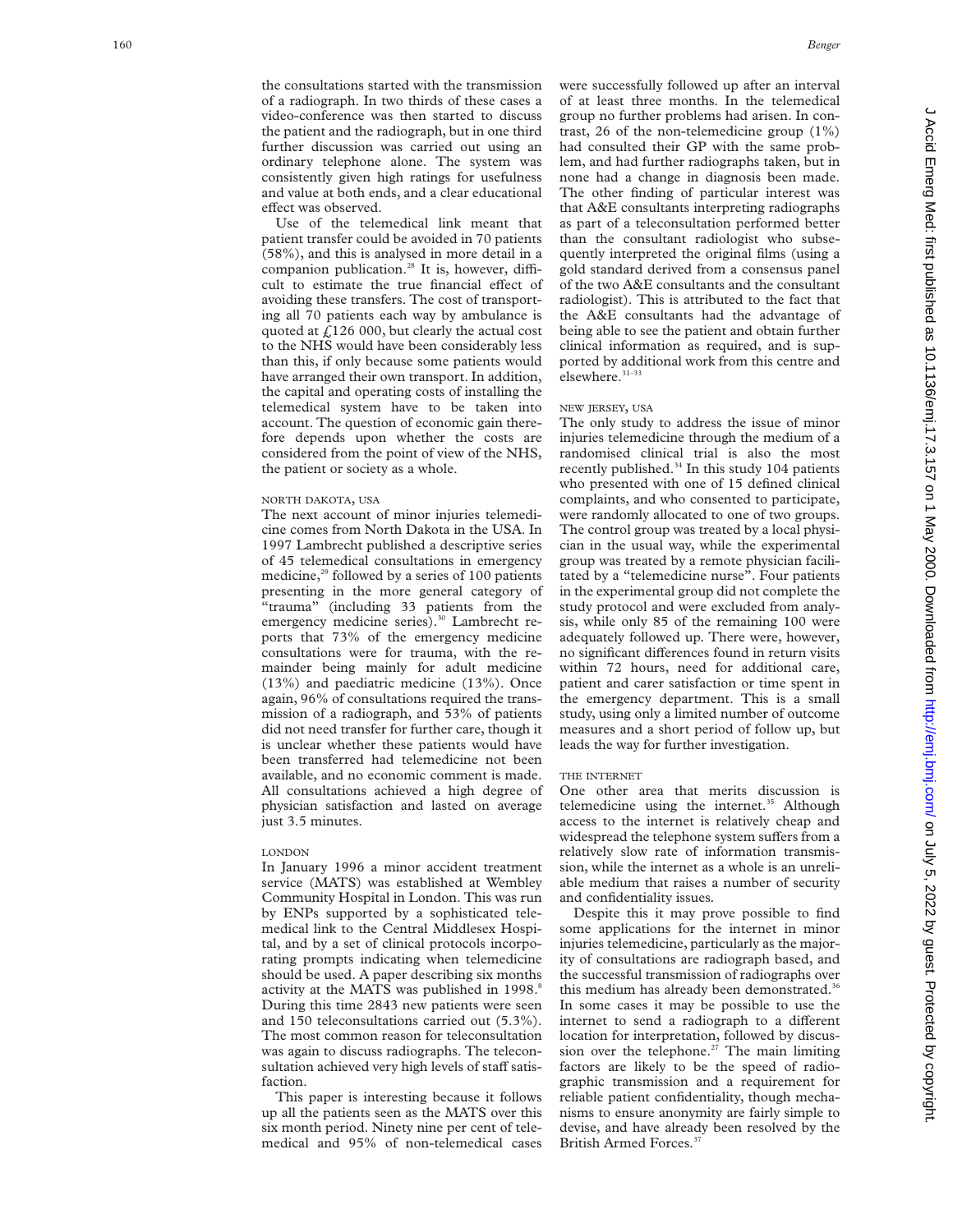the consultations started with the transmission of a radiograph. In two thirds of these cases a video-conference was then started to discuss the patient and the radiograph, but in one third further discussion was carried out using an ordinary telephone alone. The system was consistently given high ratings for usefulness and value at both ends, and a clear educational effect was observed.

Use of the telemedical link meant that patient transfer could be avoided in 70 patients (58%), and this is analysed in more detail in a companion publication.[28] It is, however, difficult to estimate the true financial effect of avoiding these transfers. The cost of transporting all 70 patients each way by ambulance is quoted at £126 000, but clearly the actual cost to the NHS would have been considerably less than this, if only because some patients would have arranged their own transport. In addition, the capital and operating costs of installing the telemedical system have to be taken into account. The question of economic gain therefore depends upon whether the costs are considered from the point of view of the NHS, the patient or society as a whole.

### NORTH DAKOTA, USA

The next account of minor injuries telemedicine comes from North Dakota in the USA. In 1997 Lambrecht published a descriptive series of 45 telemedical consultations in emergency medicine,[29] followed by a series of 100 patients presenting in the more general category of "trauma" (including 33 patients from the emergency medicine series).[30] Lambrecht reports that 73% of the emergency medicine consultations were for trauma, with the remainder being mainly for adult medicine (13%) and paediatric medicine (13%). Once again, 96% of consultations required the transmission of a radiograph, and 53% of patients did not need transfer for further care, though it is unclear whether these patients would have been transferred had telemedicine not been available, and no economic comment is made. All consultations achieved a high degree of physician satisfaction and lasted on average just 3.5 minutes.

### LONDON

In January 1996 a minor accident treatment service (MATS) was established at Wembley Community Hospital in London. This was run by ENPs supported by a sophisticated telemedical link to the Central Middlesex Hospital, and by a set of clinical protocols incorporating prompts indicating when telemedicine should be used. A paper describing six months activity at the MATS was published in 1998.[8] During this time 2843 new patients were seen and 150 teleconsultations carried out (5.3%). The most common reason for teleconsultation was again to discuss radiographs. The teleconsultation achieved very high levels of staff satisfaction.

This paper is interesting because it follows up all the patients seen as the MATS over this six month period. Ninety nine per cent of telemedical and 95% of non-telemedical cases were successfully followed up after an interval of at least three months. In the telemedical group no further problems had arisen. In contrast, 26 of the non-telemedicine group (1%) had consulted their GP with the same problem, and had further radiographs taken, but in none had a change in diagnosis been made. The other finding of particular interest was that A&E consultants interpreting radiographs as part of a teleconsultation performed better than the consultant radiologist who subsequently interpreted the original films (using a gold standard derived from a consensus panel of the two A&E consultants and the consultant radiologist). This is attributed to the fact that the A&E consultants had the advantage of being able to see the patient and obtain further clinical information as required, and is supported by additional work from this centre and elsewhere.[31–33]

### NEW JERSEY, USA

The only study to address the issue of minor injuries telemedicine through the medium of a randomised clinical trial is also the most recently published.[34] In this study 104 patients who presented with one of 15 defined clinical complaints, and who consented to participate, were randomly allocated to one of two groups. The control group was treated by a local physician in the usual way, while the experimental group was treated by a remote physician facilitated by a "telemedicine nurse". Four patients in the experimental group did not complete the study protocol and were excluded from analysis, while only 85 of the remaining 100 were adequately followed up. There were, however, no significant differences found in return visits within 72 hours, need for additional care, patient and carer satisfaction or time spent in the emergency department. This is a small study, using only a limited number of outcome measures and a short period of follow up, but leads the way for further investigation.

### THE INTERNET

One other area that merits discussion is telemedicine using the internet.[35] Although access to the internet is relatively cheap and widespread the telephone system suffers from a relatively slow rate of information transmission, while the internet as a whole is an unreliable medium that raises a number of security and confidentiality issues.

Despite this it may prove possible to find some applications for the internet in minor injuries telemedicine, particularly as the majority of consultations are radiograph based, and the successful transmission of radiographs over this medium has already been demonstrated.[36] In some cases it may be possible to use the internet to send a radiograph to a different location for interpretation, followed by discussion over the telephone.[27] The main limiting factors are likely to be the speed of radiographic transmission and a requirement for reliable patient confidentiality, though mechanisms to ensure anonymity are fairly simple to devise, and have already been resolved by the British Armed Forces.[37]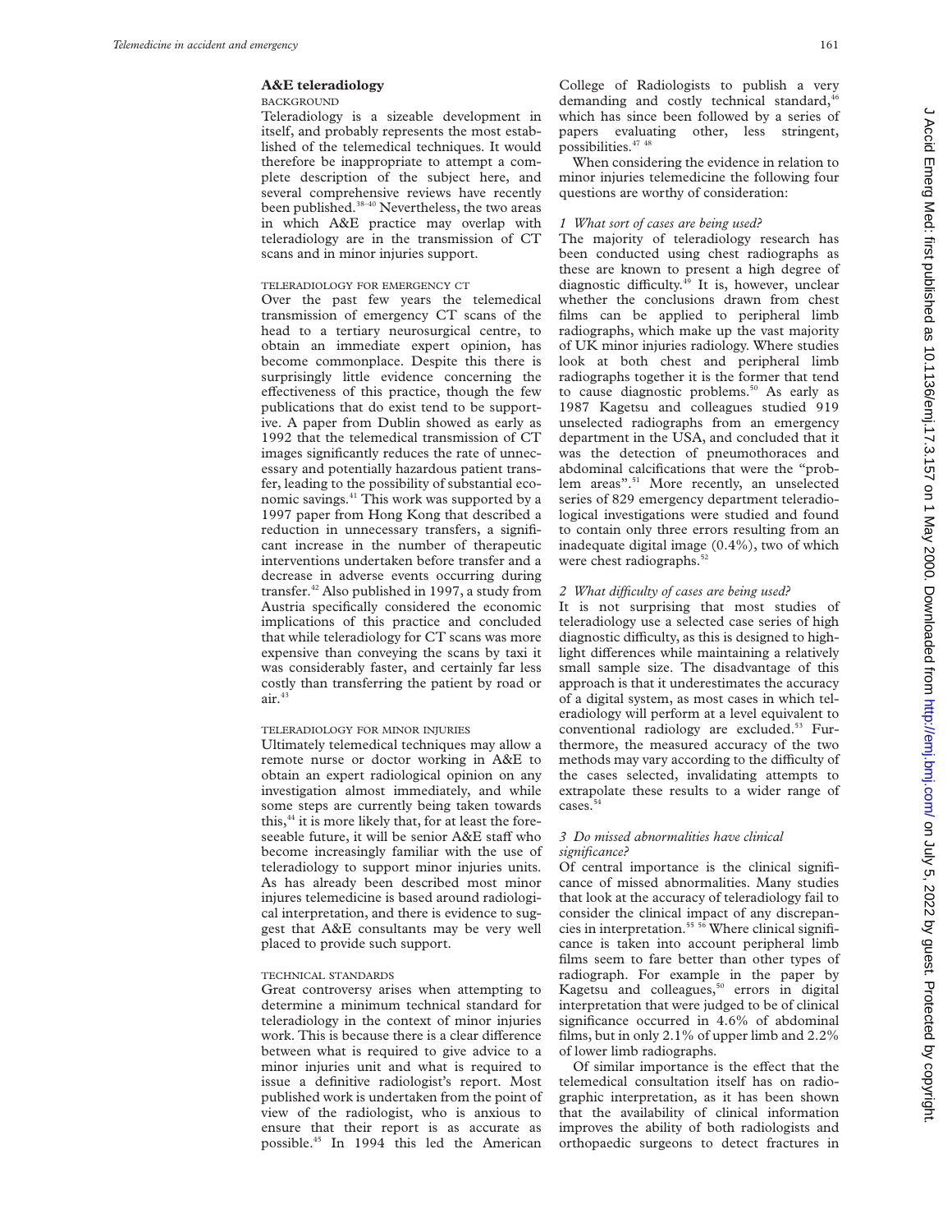## A&E teleradiology

### BACKGROUND

Teleradiology is a sizeable development in itself, and probably represents the most established of the telemedical techniques. It would therefore be inappropriate to attempt a complete description of the subject here, and several comprehensive reviews have recently been published.[38–40] Nevertheless, the two areas in which A&E practice may overlap with teleradiology are in the transmission of CT scans and in minor injuries support.

### TELERADIOLOGY FOR EMERGENCY CT

Over the past few years the telemedical transmission of emergency CT scans of the head to a tertiary neurosurgical centre, to obtain an immediate expert opinion, has become commonplace. Despite this there is surprisingly little evidence concerning the effectiveness of this practice, though the few publications that do exist tend to be supportive. A paper from Dublin showed as early as 1992 that the telemedical transmission of CT images significantly reduces the rate of unnecessary and potentially hazardous patient transfer, leading to the possibility of substantial economic savings.[41] This work was supported by a 1997 paper from Hong Kong that described a reduction in unnecessary transfers, a significant increase in the number of therapeutic interventions undertaken before transfer and a decrease in adverse events occurring during transfer.[42] Also published in 1997, a study from Austria specifically considered the economic implications of this practice and concluded that while teleradiology for CT scans was more expensive than conveying the scans by taxi it was considerably faster, and certainly far less costly than transferring the patient by road or air.[43]

### TELERADIOLOGY FOR MINOR INJURIES

Ultimately telemedical techniques may allow a remote nurse or doctor working in A&E to obtain an expert radiological opinion on any investigation almost immediately, and while some steps are currently being taken towards this,[44] it is more likely that, for at least the foreseeable future, it will be senior A&E staff who become increasingly familiar with the use of teleradiology to support minor injuries units. As has already been described most minor injures telemedicine is based around radiological interpretation, and there is evidence to suggest that A&E consultants may be very well placed to provide such support.

### TECHNICAL STANDARDS

Great controversy arises when attempting to determine a minimum technical standard for teleradiology in the context of minor injuries work. This is because there is a clear difference between what is required to give advice to a minor injuries unit and what is required to issue a definitive radiologist's report. Most published work is undertaken from the point of view of the radiologist, who is anxious to ensure that their report is as accurate as possible.[45] In 1994 this led the American College of Radiologists to publish a very demanding and costly technical standard,[46] which has since been followed by a series of papers evaluating other, less stringent, possibilities.[47 48]

When considering the evidence in relation to minor injuries telemedicine the following four questions are worthy of consideration:

#### *1 What sort of cases are being used?*

The majority of teleradiology research has been conducted using chest radiographs as these are known to present a high degree of diagnostic difficulty.[49] It is, however, unclear whether the conclusions drawn from chest films can be applied to peripheral limb radiographs, which make up the vast majority of UK minor injuries radiology. Where studies look at both chest and peripheral limb radiographs together it is the former that tend to cause diagnostic problems.[50] As early as 1987 Kagetsu and colleagues studied 919 unselected radiographs from an emergency department in the USA, and concluded that it was the detection of pneumothoraces and abdominal calcifications that were the "problem areas".[51] More recently, an unselected series of 829 emergency department teleradiological investigations were studied and found to contain only three errors resulting from an inadequate digital image (0.4%), two of which were chest radiographs.[52]

#### *2 What difficulty of cases are being used?*

It is not surprising that most studies of teleradiology use a selected case series of high diagnostic difficulty, as this is designed to highlight differences while maintaining a relatively small sample size. The disadvantage of this approach is that it underestimates the accuracy of a digital system, as most cases in which teleradiology will perform at a level equivalent to conventional radiology are excluded.[53] Furthermore, the measured accuracy of the two methods may vary according to the difficulty of the cases selected, invalidating attempts to extrapolate these results to a wider range of cases.[54]

#### *3 Do missed abnormalities have clinical significance?*

Of central importance is the clinical significance of missed abnormalities. Many studies that look at the accuracy of teleradiology fail to consider the clinical impact of any discrepancies in interpretation.[55 56] Where clinical significance is taken into account peripheral limb films seem to fare better than other types of radiograph. For example in the paper by Kagetsu and colleagues,[50] errors in digital interpretation that were judged to be of clinical significance occurred in 4.6% of abdominal films, but in only 2.1% of upper limb and 2.2% of lower limb radiographs.

Of similar importance is the effect that the telemedical consultation itself has on radiographic interpretation, as it has been shown that the availability of clinical information improves the ability of both radiologists and orthopaedic surgeons to detect fractures in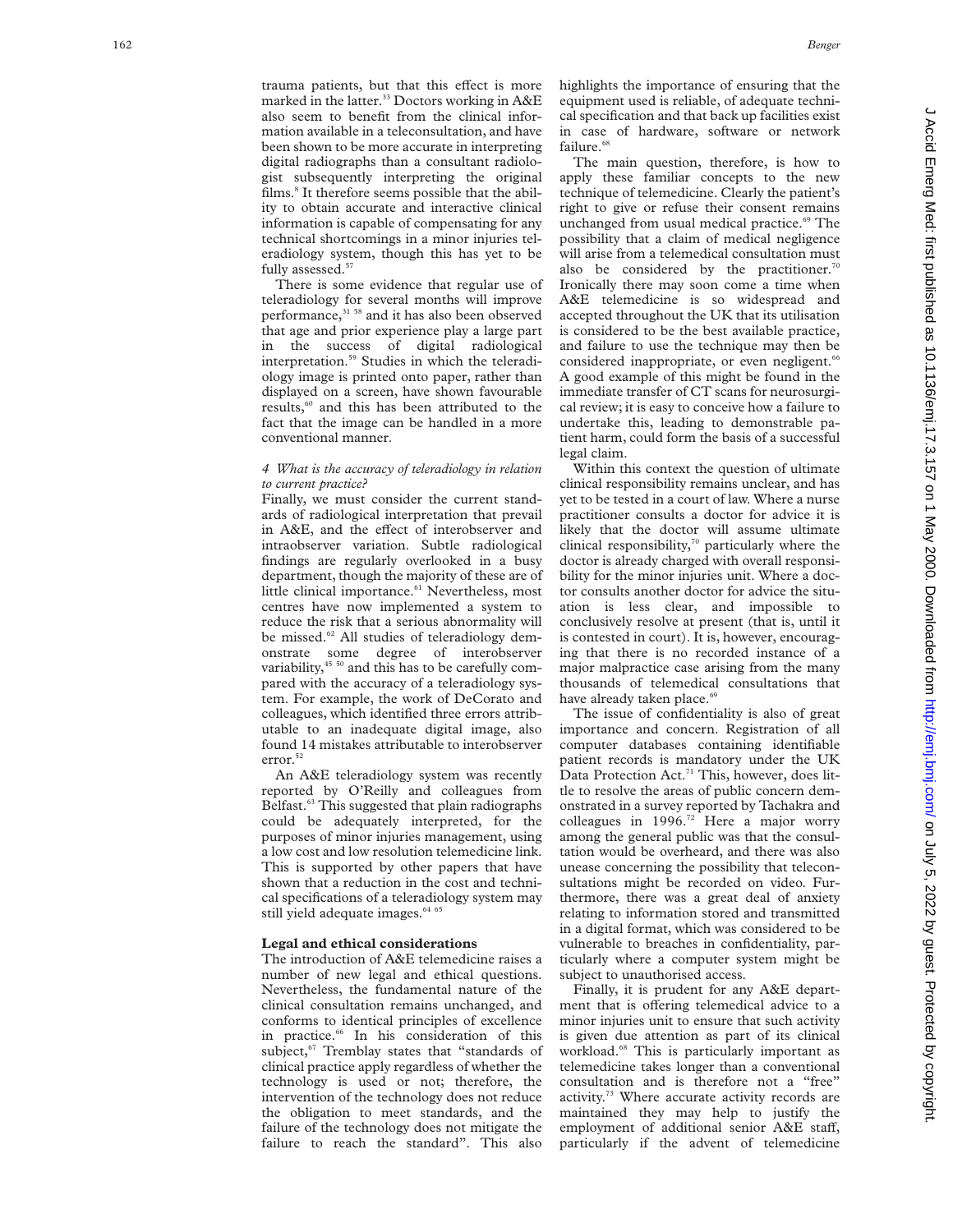trauma patients, but that this effect is more marked in the latter.[33] Doctors working in A&E also seem to benefit from the clinical information available in a teleconsultation, and have been shown to be more accurate in interpreting digital radiographs than a consultant radiologist subsequently interpreting the original films.[8] It therefore seems possible that the ability to obtain accurate and interactive clinical information is capable of compensating for any technical shortcomings in a minor injuries teleradiology system, though this has yet to be fully assessed.[57]

There is some evidence that regular use of teleradiology for several months will improve performance,[31 58] and it has also been observed that age and prior experience play a large part in the success of digital radiological interpretation.[59] Studies in which the teleradiology image is printed onto paper, rather than displayed on a screen, have shown favourable results,[60] and this has been attributed to the fact that the image can be handled in a more conventional manner.

*4 What is the accuracy of teleradiology in relation to current practice?*

Finally, we must consider the current standards of radiological interpretation that prevail in A&E, and the effect of interobserver and intraobserver variation. Subtle radiological findings are regularly overlooked in a busy department, though the majority of these are of little clinical importance.[61] Nevertheless, most centres have now implemented a system to reduce the risk that a serious abnormality will be missed.[62] All studies of teleradiology demonstrate some degree of interobserver variability,[45 50] and this has to be carefully compared with the accuracy of a teleradiology system. For example, the work of DeCorato and colleagues, which identified three errors attributable to an inadequate digital image, also found 14 mistakes attributable to interobserver error.[52]

An A&E teleradiology system was recently reported by O'Reilly and colleagues from Belfast.[63] This suggested that plain radiographs could be adequately interpreted, for the purposes of minor injuries management, using a low cost and low resolution telemedicine link. This is supported by other papers that have shown that a reduction in the cost and technical specifications of a teleradiology system may still yield adequate images.[64 65]

## Legal and ethical considerations

The introduction of A&E telemedicine raises a number of new legal and ethical questions. Nevertheless, the fundamental nature of the clinical consultation remains unchanged, and conforms to identical principles of excellence in practice.[66] In his consideration of this subject,[67] Tremblay states that "standards of clinical practice apply regardless of whether the technology is used or not; therefore, the intervention of the technology does not reduce the obligation to meet standards, and the failure of the technology does not mitigate the failure to reach the standard". This also highlights the importance of ensuring that the equipment used is reliable, of adequate technical specification and that back up facilities exist in case of hardware, software or network failure.[68]

The main question, therefore, is how to apply these familiar concepts to the new technique of telemedicine. Clearly the patient's right to give or refuse their consent remains unchanged from usual medical practice.[69] The possibility that a claim of medical negligence will arise from a telemedical consultation must also be considered by the practitioner.[70] Ironically there may soon come a time when A&E telemedicine is so widespread and accepted throughout the UK that its utilisation is considered to be the best available practice, and failure to use the technique may then be considered inappropriate, or even negligent.[66] A good example of this might be found in the immediate transfer of CT scans for neurosurgical review; it is easy to conceive how a failure to undertake this, leading to demonstrable patient harm, could form the basis of a successful legal claim.

Within this context the question of ultimate clinical responsibility remains unclear, and has yet to be tested in a court of law. Where a nurse practitioner consults a doctor for advice it is likely that the doctor will assume ultimate clinical responsibility,[70] particularly where the doctor is already charged with overall responsibility for the minor injuries unit. Where a doctor consults another doctor for advice the situation is less clear, and impossible to conclusively resolve at present (that is, until it is contested in court). It is, however, encouraging that there is no recorded instance of a major malpractice case arising from the many thousands of telemedical consultations that have already taken place.[69]

The issue of confidentiality is also of great importance and concern. Registration of all computer databases containing identifiable patient records is mandatory under the UK Data Protection Act.[71] This, however, does little to resolve the areas of public concern demonstrated in a survey reported by Tachakra and colleagues in 1996.[72] Here a major worry among the general public was that the consultation would be overheard, and there was also unease concerning the possibility that teleconsultations might be recorded on video. Furthermore, there was a great deal of anxiety relating to information stored and transmitted in a digital format, which was considered to be vulnerable to breaches in confidentiality, particularly where a computer system might be subject to unauthorised access.

Finally, it is prudent for any A&E department that is offering telemedical advice to a minor injuries unit to ensure that such activity is given due attention as part of its clinical workload.[68] This is particularly important as telemedicine takes longer than a conventional consultation and is therefore not a "free" activity.[73] Where accurate activity records are maintained they may help to justify the employment of additional senior A&E staff, particularly if the advent of telemedicine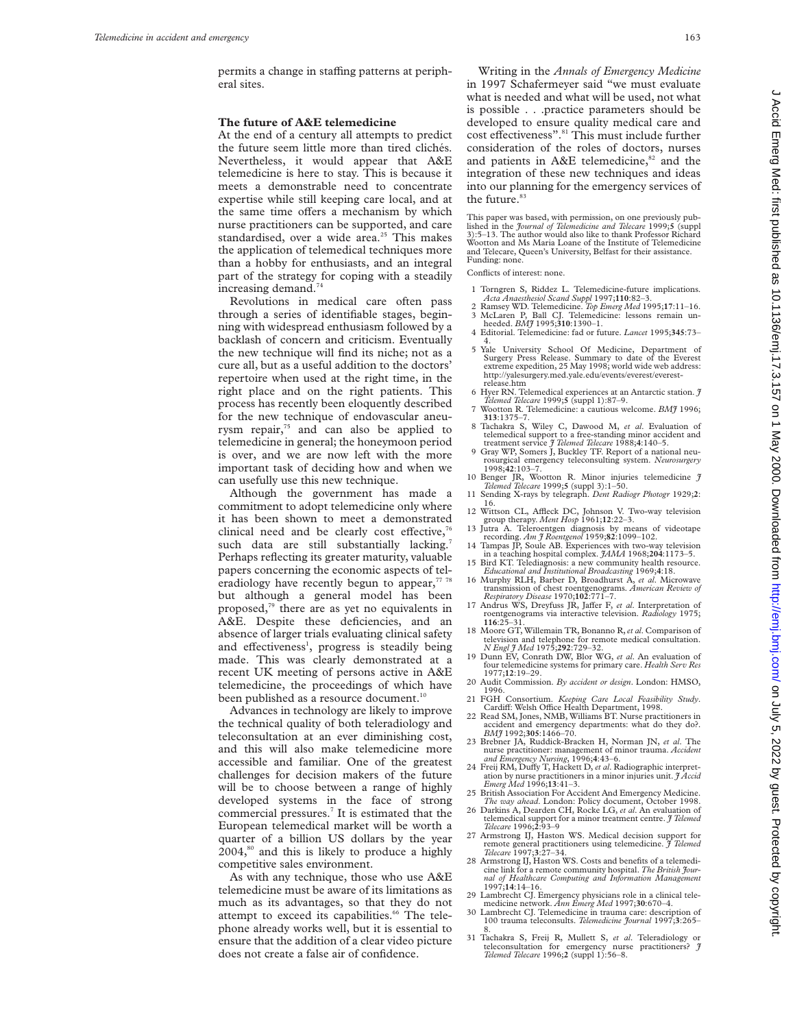permits a change in staffing patterns at peripheral sites.

## The future of A&E telemedicine

At the end of a century all attempts to predict the future seem little more than tired clichés. Nevertheless, it would appear that A&E telemedicine is here to stay. This is because it meets a demonstrable need to concentrate expertise while still keeping care local, and at the same time offers a mechanism by which nurse practitioners can be supported, and care standardised, over a wide area.[25] This makes the application of telemedical techniques more than a hobby for enthusiasts, and an integral part of the strategy for coping with a steadily increasing demand.[74]

Revolutions in medical care often pass through a series of identifiable stages, beginning with widespread enthusiasm followed by a backlash of concern and criticism. Eventually the new technique will find its niche; not as a cure all, but as a useful addition to the doctors' repertoire when used at the right time, in the right place and on the right patients. This process has recently been eloquently described for the new technique of endovascular aneurysm repair,[75] and can also be applied to telemedicine in general; the honeymoon period is over, and we are now left with the more important task of deciding how and when we can usefully use this new technique.

Although the government has made a commitment to adopt telemedicine only where it has been shown to meet a demonstrated clinical need and be clearly cost effective,[76] such data are still substantially lacking.[7] Perhaps reflecting its greater maturity, valuable papers concerning the economic aspects of teleradiology have recently begun to appear,[77 78] but although a general model has been proposed,[79] there are as yet no equivalents in A&E. Despite these deficiencies, and an absence of larger trials evaluating clinical safety and effectiveness[1], progress is steadily being made. This was clearly demonstrated at a recent UK meeting of persons active in A&E telemedicine, the proceedings of which have been published as a resource document.[10]

Advances in technology are likely to improve the technical quality of both teleradiology and teleconsultation at an ever diminishing cost, and this will also make telemedicine more accessible and familiar. One of the greatest challenges for decision makers of the future will be to choose between a range of highly developed systems in the face of strong commercial pressures.[7] It is estimated that the European telemedical market will be worth a quarter of a billion US dollars by the year 2004,[80] and this is likely to produce a highly competitive sales environment.

As with any technique, those who use A&E telemedicine must be aware of its limitations as much as its advantages, so that they do not attempt to exceed its capabilities.[66] The telephone already works well, but it is essential to ensure that the addition of a clear video picture does not create a false air of confidence.

Writing in the *Annals of Emergency Medicine* in 1997 Schafermeyer said "we must evaluate what is needed and what will be used, not what is possible . . .practice parameters should be developed to ensure quality medical care and cost effectiveness".[81] This must include further consideration of the roles of doctors, nurses and patients in A&E telemedicine,[82] and the integration of these new techniques and ideas into our planning for the emergency services of the future.[83]

This paper was based, with permission, on one previously published in the *Journal of Telemedicine and Telecare* 1999;**5** (suppl 3):5–13. The author would also like to thank Professor Richard Wootton and Ms Maria Loane of the Institute of Telemedicine and Telecare, Queen's University, Belfast for their assistance.
Funding: none.

Conflicts of interest: none.

1. Torngren S, Riddez L. Telemedicine-future implications. *Acta Anaesthesiol Scand Suppl* 1997;**110**:82–3.
2. Ramsey WD. Telemedicine. *Top Emerg Med* 1995;**17**:11–16.
3. McLaren P, Ball CJ. Telemedicine: lessons remain unheeded. *BMJ* 1995;**310**:1390–1.
4. Editorial. Telemedicine: fad or future. *Lancet* 1995;**345**:73–4.
5. Yale University School Of Medicine, Department of Surgery Press Release. Summary to date of the Everest extreme expedition, 25 May 1998; world wide web address: http://yalesurgery.med.yale.edu/events/everest/everest-release.htm
6. Hyer RN. Telemedical experiences at an Antarctic station. *J Telemed Telecare* 1999;**5** (suppl 1):87–9.
7. Wootton R. Telemedicine: a cautious welcome. *BMJ* 1996; **313**:1375–7.
8. Tachakra S, Wiley C, Dawood M, *et al*. Evaluation of telemedical support to a free-standing minor accident and treatment service *J Telemed Telecare* 1988;**4**:140–5.
9. Gray WP, Somers J, Buckley TF. Report of a national neurosurgical emergency teleconsulting system. *Neurosurgery* 1998;**42**:103–7.
10. Benger JR, Wootton R. Minor injuries telemedicine *J Telemed Telecare* 1999;**5** (suppl 3):1–50.
11. Sending X-rays by telegraph. *Dent Radiogr Photogr* 1929;**2**: 16.
12. Wittson CL, Affleck DC, Johnson V. Two-way television group therapy. *Ment Hosp* 1961;**12**:22–3.
13. Jutra A. Teleroentgen diagnosis by means of videotape recording. *Am J Roentgenol* 1959;**82**:1099–102.
14. Tampas JP, Soule AB. Experiences with two-way television in a teaching hospital complex. *JAMA* 1968;**204**:1173–5.
15. Bird KT. Telediagnosis: a new community health resource. *Educational and Institutional Broadcasting* 1969;**4**:18.
16. Murphy RLH, Barber D, Broadhurst A, *et al*. Microwave transmission of chest roentgenograms. *American Review of Respiratory Disease* 1970;**102**:771–7.
17. Andrus WS, Dreyfuss JR, Jaffer F, *et al*. Interpretation of roentgenograms via interactive television. *Radiology* 1975; **116**:25–31.
18. Moore GT, Willemain TR, Bonanno R, *et al*. Comparison of television and telephone for remote medical consultation. *N Engl J Med* 1975;**292**:729–32.
19. Dunn EV, Conrath DW, Blor WG, *et al*. An evaluation of four telemedicine systems for primary care. *Health Serv Res* 1977;**12**:19–29.
20. Audit Commission. *By accident or design*. London: HMSO, 1996.
21. FGH Consortium. *Keeping Care Local Feasibility Study*. Cardiff: Welsh Office Health Department, 1998.
22. Read SM, Jones, NMB, Williams BT. Nurse practitioners in accident and emergency departments: what do they do?. *BMJ* 1992;**305**:1466–70.
23. Brebner JA, Ruddick-Bracken H, Norman JN, *et al*. The nurse practitioner: management of minor trauma. *Accident and Emergency Nursing*, 1996;**4**:43–6.
24. Freij RM, Duffy T, Hackett D, *et al*. Radiographic interpretation by nurse practitioners in a minor injuries unit. *J Accid Emerg Med* 1996;**13**:41–3.
25. British Association For Accident And Emergency Medicine. *The way ahead*. London: Policy document, October 1998.
26. Darkins A, Dearden CH, Rocke LG, *et al*. An evaluation of telemedical support for a minor treatment centre. *J Telemed Telecare* 1996;**2**:93–9
27. Armstrong IJ, Haston WS. Medical decision support for remote general practitioners using telemedicine. *J Telemed Telecare* 1997;**3**:27–34.
28. Armstrong IJ, Haston WS. Costs and benefits of a telemedicine link for a remote community hospital. *The British Journal of Healthcare Computing and Information Management* 1997;**14**:14–16.
29. Lambrecht CJ. Emergency physicians role in a clinical telemedicine network. *Ann Emerg Med* 1997;**30**:670–4.
30. Lambrecht CJ. Telemedicine in trauma care: description of 100 trauma teleconsults. *Telemedicine Journal* 1997;**3**:265–8.
31. Tachakra S, Freij R, Mullett S, *et al*. Teleradiology or teleconsultation for emergency nurse practitioners? *J Telemed Telecare* 1996;**2** (suppl 1):56–8.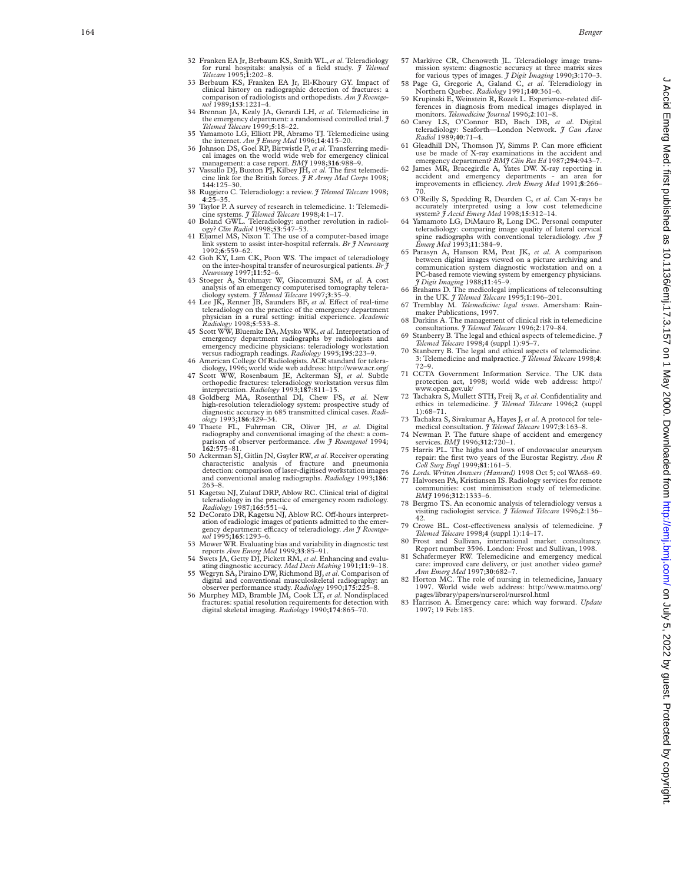32 Franken EA Jr, Berbaum KS, Smith WL, *et al*. Teleradiology for rural hospitals: analysis of a field study. *J Telemed Telecare* 1995;**1**:202–8.

33 Berbaum KS, Franken EA Jr, El-Khoury GY. Impact of clinical history on radiographic detection of fractures: a comparison of radiologists and orthopedists. *Am J Roentgenol* 1989;**153**:1221–4.

34 Brennan JA, Kealy JA, Gerardi LH, *et al*. Telemedicine in the emergency department: a randomised controlled trial. *J Telemed Telecare* 1999;**5**:18–22.

35 Yamamoto LG, Elliott PR, Abramo TJ. Telemedicine using the internet. *Am J Emerg Med* 1996;**14**:415–20.

36 Johnson DS, Goel RP, Birtwistle P, *et al*. Transferring medical images on the world wide web for emergency clinical management: a case report. *BMJ* 1998;**316**:988–9.

37 Vassallo DJ, Buxton PJ, Kilbey JH, *et al*. The first telemedicine link for the British forces. *J R Army Med Corps* 1998; **144**:125–30.

38 Ruggiero C. Teleradiology: a review. *J Telemed Telecare* 1998; **4**:25–35.

39 Taylor P. A survey of research in telemedicine. 1: Telemedicine systems. *J Telemed Telecare* 1998;**4**:1–17.

40 Boland GWL. Teleradiology: another revolution in radiology? *Clin Radiol* 1998;**53**:547–53.

41 Eljamel MS, Nixon T. The use of a computer-based image link system to assist inter-hospital referrals. *Br J Neurosurg* 1992;**6**:559–62.

42 Goh KY, Lam CK, Poon WS. The impact of teleradiology on the inter-hospital transfer of neurosurgical patients. *Br J Neurosurg* 1997;**11**:52–6.

43 Stoeger A, Strohmayr W, Giacomuzzi SM, *et al*. A cost analysis of an emergency computerised tomography teleradiology system. *J Telemed Telecare* 1997;**3**:35–9.

44 Lee JK, Renner JB, Saunders BF, *et al*. Effect of real-time teleradiology on the practice of the emergency department physician in a rural setting: initial experience. *Academic Radiology* 1998;**5**:533–8.

45 Scott WW, Bluemke DA, Mysko WK, *et al*. Interpretation of emergency department radiographs by radiologists and emergency medicine physicians: teleradiology workstation versus radiograph readings. *Radiology* 1995;**195**:223–9.

46 American College Of Radiologists. ACR standard for teleradiology, 1996; world wide web address: http://www.acr.org/

47 Scott WW, Rosenbaum JE, Ackerman SJ, *et al*. Subtle orthopedic fractures: teleradiology workstation versus film interpretation. *Radiology* 1993;**187**:811–15.

48 Goldberg MA, Rosenthal DI, Chew FS, *et al*. New high-resolution teleradiology system: prospective study of diagnostic accuracy in 685 transmitted clinical cases. *Radiology* 1993;**186**:429–34.

49 Thaete FL, Fuhrman CR, Oliver JH, *et al*. Digital radiography and conventional imaging of the chest: a comparison of observer performance. *Am J Roentgenol* 1994; **162**:575–81.

50 Ackerman SJ, Gitlin JN, Gayler RW, *et al*. Receiver operating characteristic analysis of fracture and pneumonia detection: comparison of laser-digitised workstation images and conventional analog radiographs. *Radiology* 1993;**186**: 263–8.

51 Kagetsu NJ, Zulauf DRP, Ablow RC. Clinical trial of digital teleradiology in the practice of emergency room radiology. *Radiology* 1987;**165**:551–4.

52 DeCorato DR, Kagetsu NJ, Ablow RC. Off-hours interpretation of radiologic images of patients admitted to the emergency department: efficacy of teleradiology. *Am J Roentgenol* 1995;**165**:1293–6.

53 Mower WR. Evaluating bias and variability in diagnostic test reports *Ann Emerg Med* 1999;**33**:85–91.

54 Swets JA, Getty DJ, Pickett RM, *et al*. Enhancing and evaluating diagnostic accuracy. *Med Decis Making* 1991;**11**:9–18.

55 Wegryn SA, Piraino DW, Richmond BJ, *et al*. Comparison of digital and conventional musculoskeletal radiography: an observer performance study. *Radiology* 1990;**175**:225–8.

56 Murphey MD, Bramble JM, Cook LT, *et al*. Nondisplaced fractures: spatial resolution requirements for detection with digital skeletal imaging. *Radiology* 1990;**174**:865–70.

57 Markivee CR, Chenoweth JL. Teleradiology image transmission system: diagnostic accuracy at three matrix sizes for various types of images. *J Digit Imaging* 1990;**3**:170–3.

58 Page G, Gregorie A, Galand C, *et al*. Teleradiology in Northern Quebec. *Radiology* 1991;**140**:361–6.

59 Krupinski E, Weinstein R, Rozek L. Experience-related differences in diagnosis from medical images displayed in monitors. *Telemedicine Journal* 1996;**2**:101–8.

60 Carey LS, O'Connor BD, Bach DB, *et al*. Digital teleradiology: Seaforth—London Network. *J Can Assoc Radiol* 1989;**40**:71–4.

61 Gleadhill DN, Thomson JY, Simms P. Can more efficient use be made of X-ray examinations in the accident and emergency department? *BMJ Clin Res Ed* 1987;**294**:943–7.

62 James MR, Bracegirdle A, Yates DW. X-ray reporting in accident and emergency departments - an area for improvements in efficiency. *Arch Emerg Med* 1991;**8**:266–70.

63 O'Reilly S, Spedding R, Dearden C, *et al*. Can X-rays be accurately interpreted using a low cost telemedicine system? *J Accid Emerg Med* 1998;**15**:312–14.

64 Yamamoto LG, DiMauro R, Long DC. Personal computer teleradiology: comparing image quality of lateral cervical spine radiographs with conventional teleradiology. *Am J Emerg Med* 1993;**11**:384–9.

65 Parasyn A, Hanson RM, Peat JK, *et al*. A comparison between digital images viewed on a picture archiving and communication system diagnostic workstation and on a PC-based remote viewing system by emergency physicians. *J Digit Imaging* 1988;**11**:45–9.

66 Brahams D. The medicolegal implications of teleconsulting in the UK. *J Telemed Telecare* 1995;**1**:196–201.

67 Tremblay M. *Telemedicine: legal issues*. Amersham: Rainmaker Publications, 1997.

68 Darkins A. The management of clinical risk in telemedicine consultations. *J Telemed Telecare* 1996;**2**:179–84.

69 Stanberry B. The legal and ethical aspects of telemedicine. *J Telemed Telecare* 1998;**4** (suppl 1):95–7.

70 Stanberry B. The legal and ethical aspects of telemedicine. 3: Telemedicine and malpractice. *J Telemed Telecare* 1998;**4**: 72–9.

71 CCTA Government Information Service. The UK data protection act, 1998; world wide web address: http://www.open.gov.uk/

72 Tachakra S, Mullett STH, Freij R, *et al*. Confidentiality and ethics in telemedicine. *J Telemed Telecare* 1996;**2** (suppl 1):68–71.

73 Tachakra S, Sivakumar A, Hayes J, *et al*. A protocol for telemedical consultation. *J Telemed Telecare* 1997;**3**:163–8.

74 Newman P. The future shape of accident and emergency services. *BMJ* 1996;**312**:720–1.

75 Harris PL. The highs and lows of endovascular aneurysm repair: the first two years of the Eurostar Registry. *Ann R Coll Surg Engl* 1999;**81**:161–5.

76 *Lords. Written Answers (Hansard)* 1998 Oct 5; col WA68–69.

77 Halvorsen PA, Kristiansen IS. Radiology services for remote communities: cost minimisation study of telemedicine. *BMJ* 1996;**312**:1333–6.

78 Bergmo TS. An economic analysis of teleradiology versus a visiting radiologist service. *J Telemed Telecare* 1996;**2**:136–42.

79 Crowe BL. Cost-effectiveness analysis of telemedicine. *J Telemed Telecare* 1998;**4** (suppl 1):14–17.

80 Frost and Sullivan, international market consultancy. Report number 3596. London: Frost and Sullivan, 1998.

81 Schafermeyer RW. Telemedicine and emergency medical care: improved care delivery, or just another video game? *Ann Emerg Med* 1997;**30**:682–7.

82 Horton MC. The role of nursing in telemedicine, January 1997. World wide web address: http://www.matmo.org/pages/library/papers/nurserol/nursrol.html

83 Harrison A. Emergency care: which way forward. *Update* 1997; 19 Feb:185.